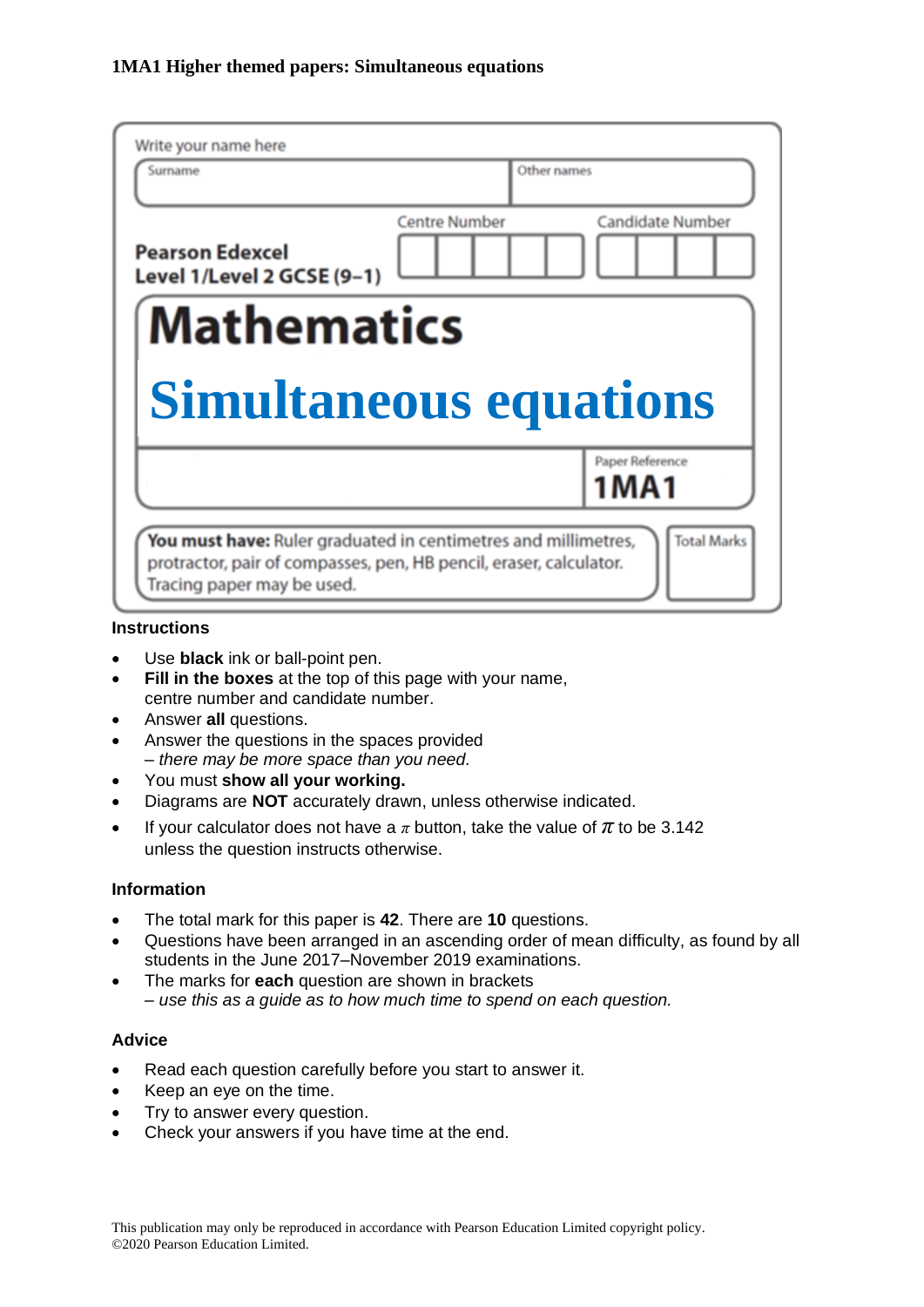**1MA1 Higher themed papers: Simultaneous equations**

Write your name here

| Surname | Other names |
|---|---|
| | |

**Pearson Edexcel Level 1/Level 2 GCSE (9–1)**

| Centre Number | Candidate Number |
|---|---|
| | |

# Mathematics

# Simultaneous equations

Paper Reference **1MA1**

**You must have:** Ruler graduated in centimetres and millimetres, protractor, pair of compasses, pen, HB pencil, eraser, calculator. Tracing paper may be used.

Total Marks

## Instructions

- Use **black** ink or ball-point pen.
- **Fill in the boxes** at the top of this page with your name, centre number and candidate number.
- Answer **all** questions.
- Answer the questions in the spaces provided – *there may be more space than you need.*
- You must **show all your working.**
- Diagrams are **NOT** accurately drawn, unless otherwise indicated.
- If your calculator does not have a $\pi$ button, take the value of $\pi$ to be 3.142 unless the question instructs otherwise.

## Information

- The total mark for this paper is **42**. There are **10** questions.
- Questions have been arranged in an ascending order of mean difficulty, as found by all students in the June 2017–November 2019 examinations.
- The marks for **each** question are shown in brackets – *use this as a guide as to how much time to spend on each question.*

## Advice

- Read each question carefully before you start to answer it.
- Keep an eye on the time.
- Try to answer every question.
- Check your answers if you have time at the end.

This publication may only be reproduced in accordance with Pearson Education Limited copyright policy.
©2020 Pearson Education Limited.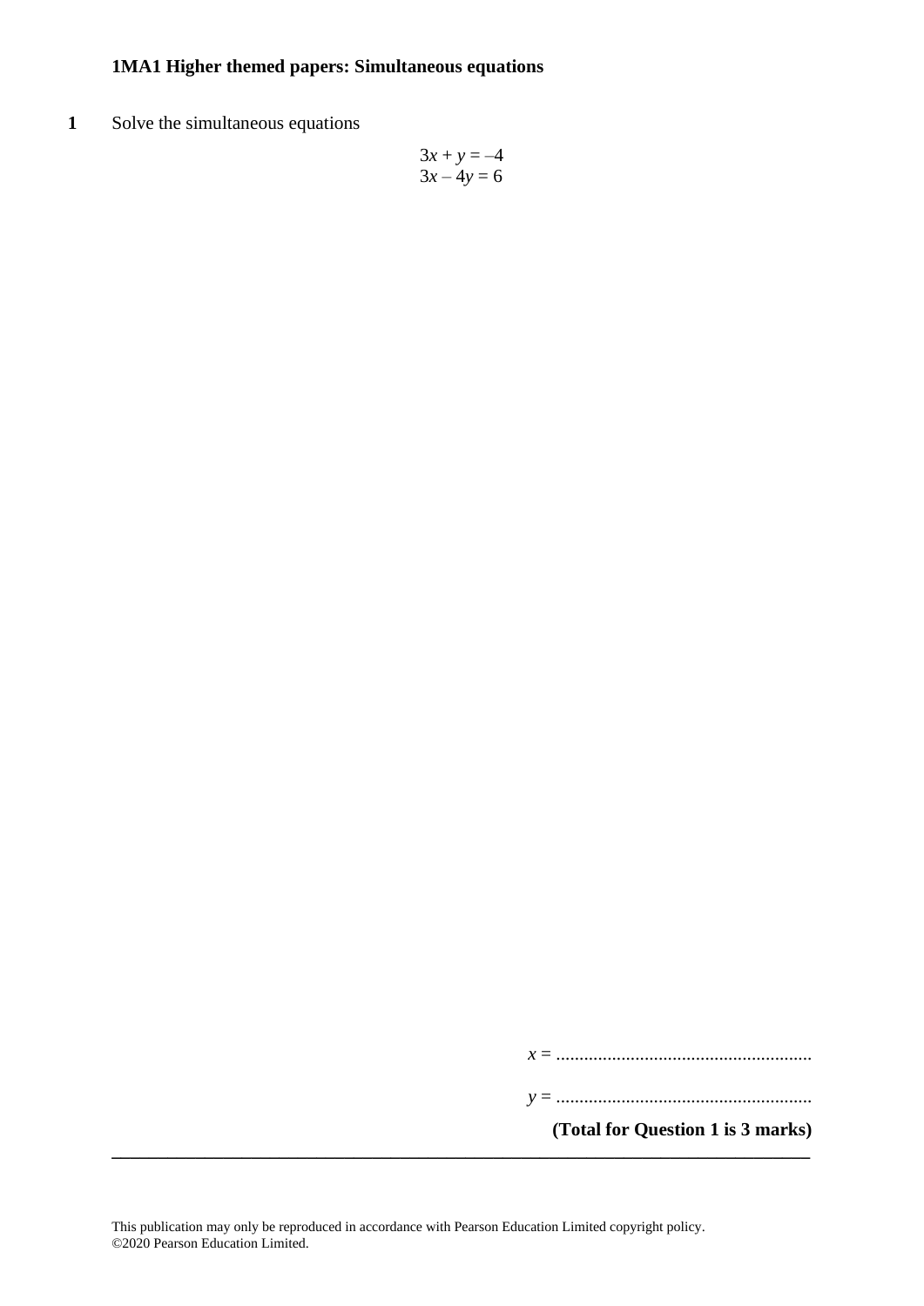# 1MA1 Higher themed papers: Simultaneous equations

**1** Solve the simultaneous equations

$$3x + y = -4$$
$$3x - 4y = 6$$

$x$ = .......................................................

$y$ = .......................................................

**(Total for Question 1 is 3 marks)**

---

This publication may only be reproduced in accordance with Pearson Education Limited copyright policy.
©2020 Pearson Education Limited.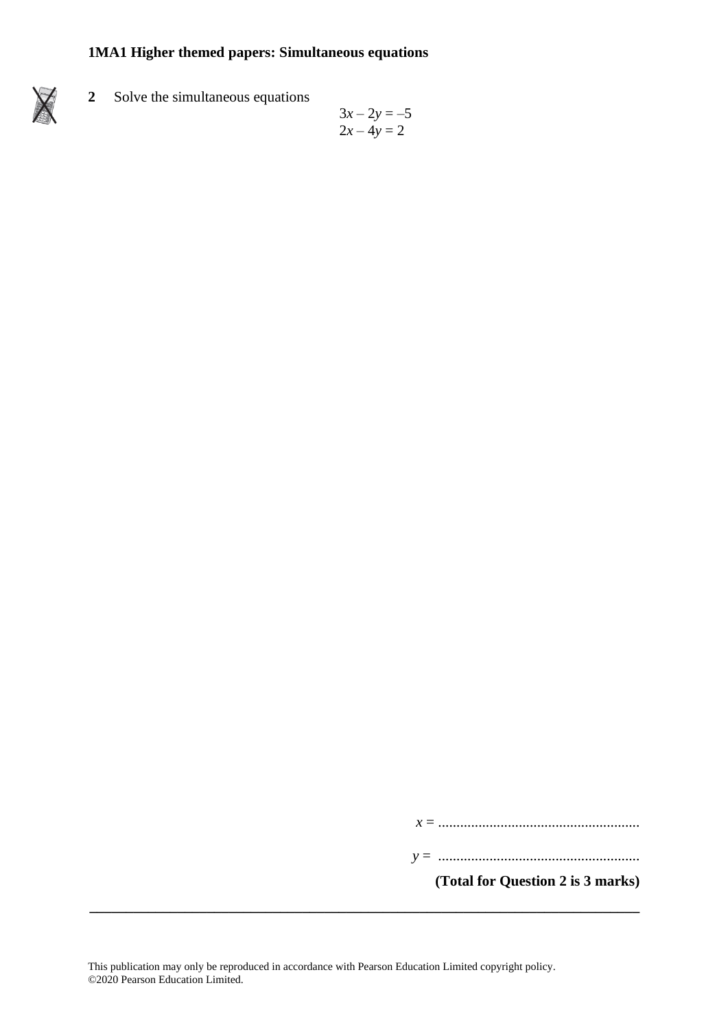**1MA1 Higher themed papers: Simultaneous equations**

**2** Solve the simultaneous equations

$$3x - 2y = -5$$
$$2x - 4y = 2$$

$x$ = .......................................................

$y$ = .......................................................

**(Total for Question 2 is 3 marks)**

---

This publication may only be reproduced in accordance with Pearson Education Limited copyright policy.
©2020 Pearson Education Limited.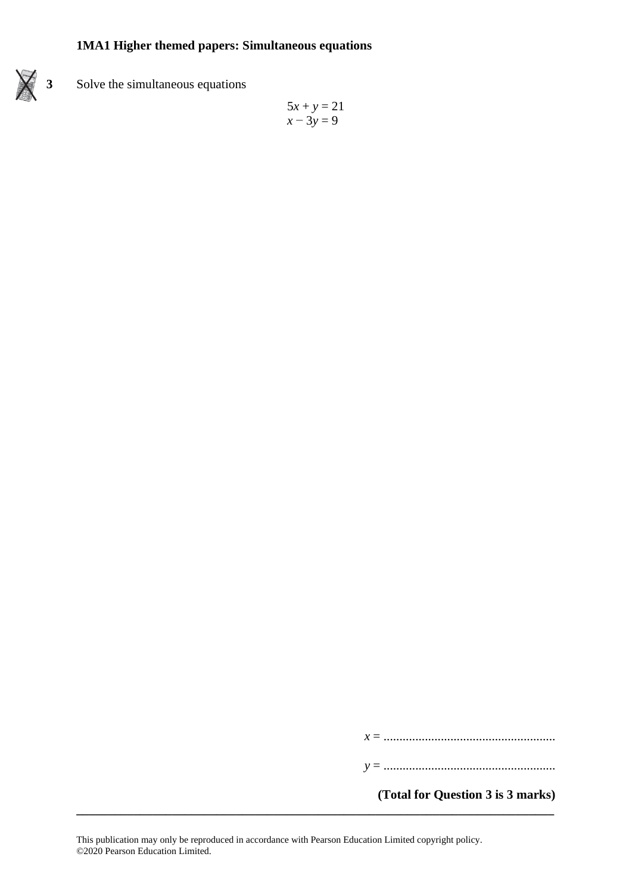**3** Solve the simultaneous equations

$$5x + y = 21$$
$$x - 3y = 9$$

$x$ = ......................................................

$y$ = ......................................................

**(Total for Question 3 is 3 marks)**

---

This publication may only be reproduced in accordance with Pearson Education Limited copyright policy.
©2020 Pearson Education Limited.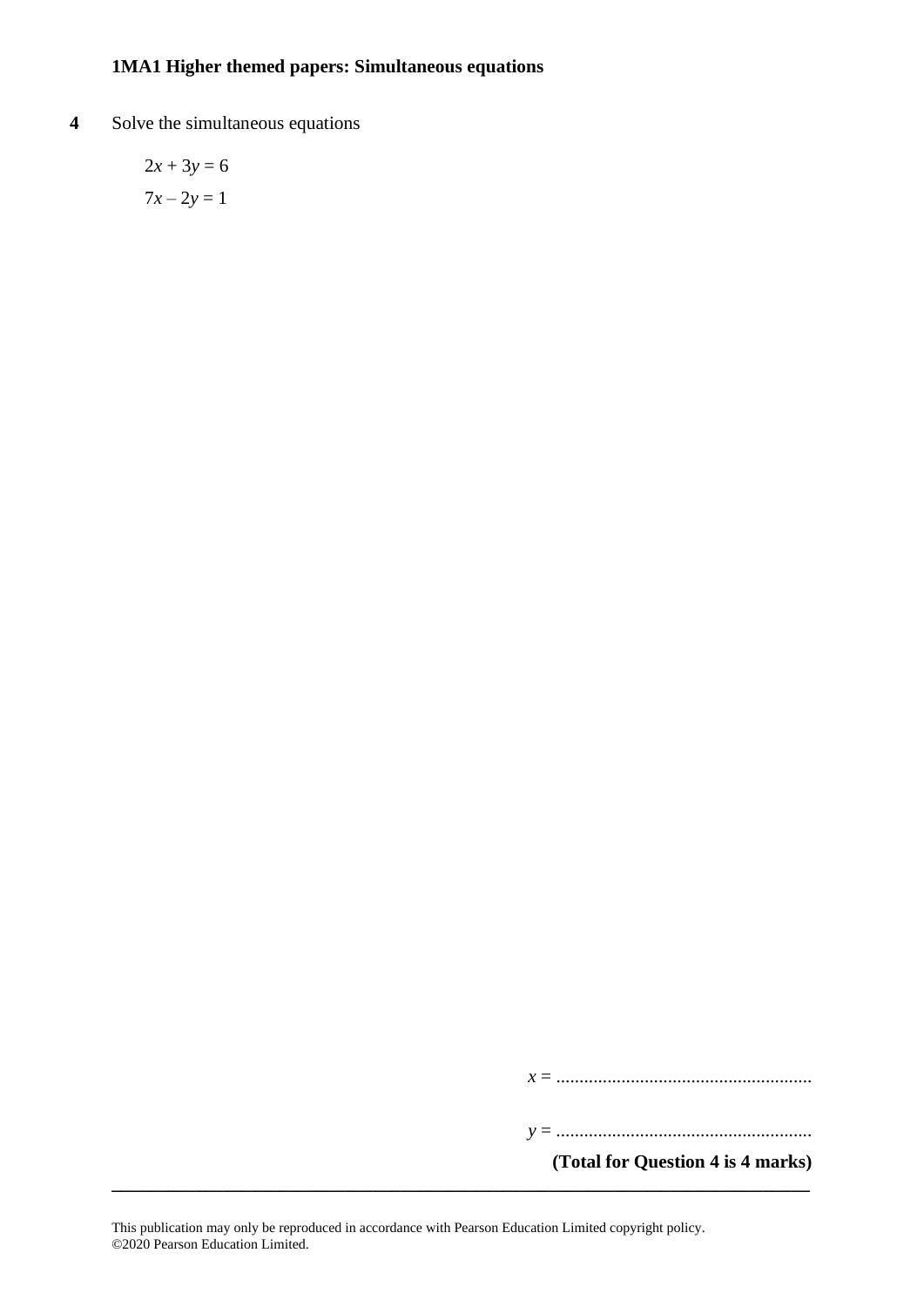**4** Solve the simultaneous equations

$$2x + 3y = 6$$
$$7x - 2y = 1$$

$x =$ .......................................................

$y =$ .......................................................

**(Total for Question 4 is 4 marks)**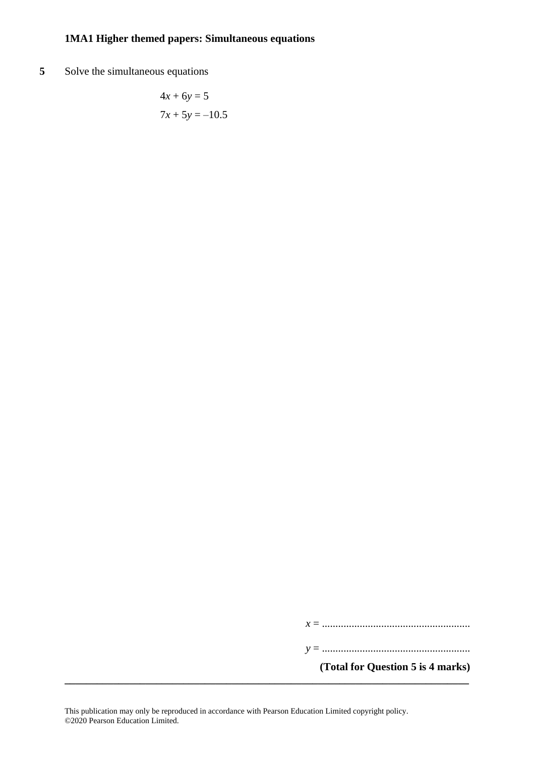**5** Solve the simultaneous equations

$$4x + 6y = 5$$
$$7x + 5y = -10.5$$

$x$ = .......................................................

$y$ = .......................................................

**(Total for Question 5 is 4 marks)**

---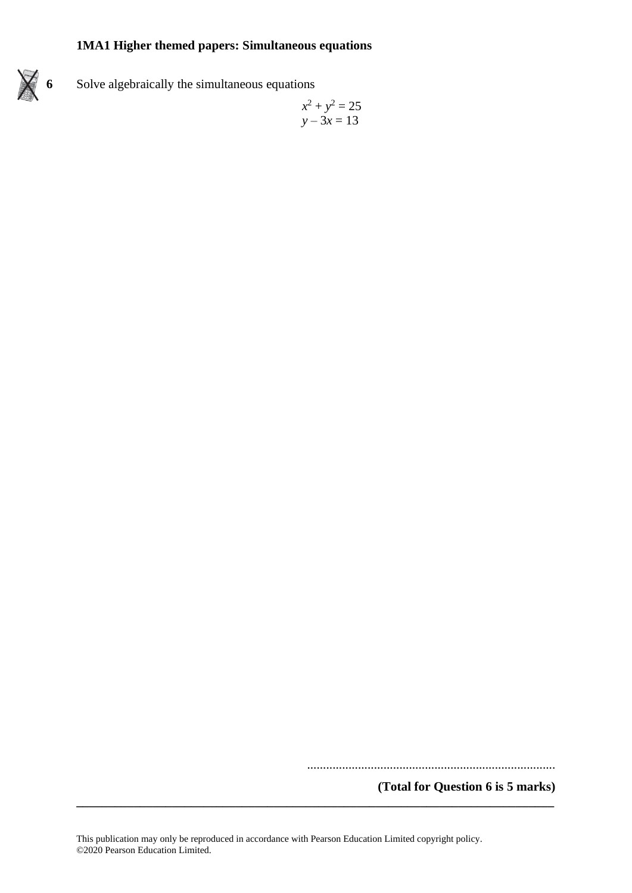**6** Solve algebraically the simultaneous equations

$$x^2 + y^2 = 25$$
$$y - 3x = 13$$

..............................................................................

**(Total for Question 6 is 5 marks)**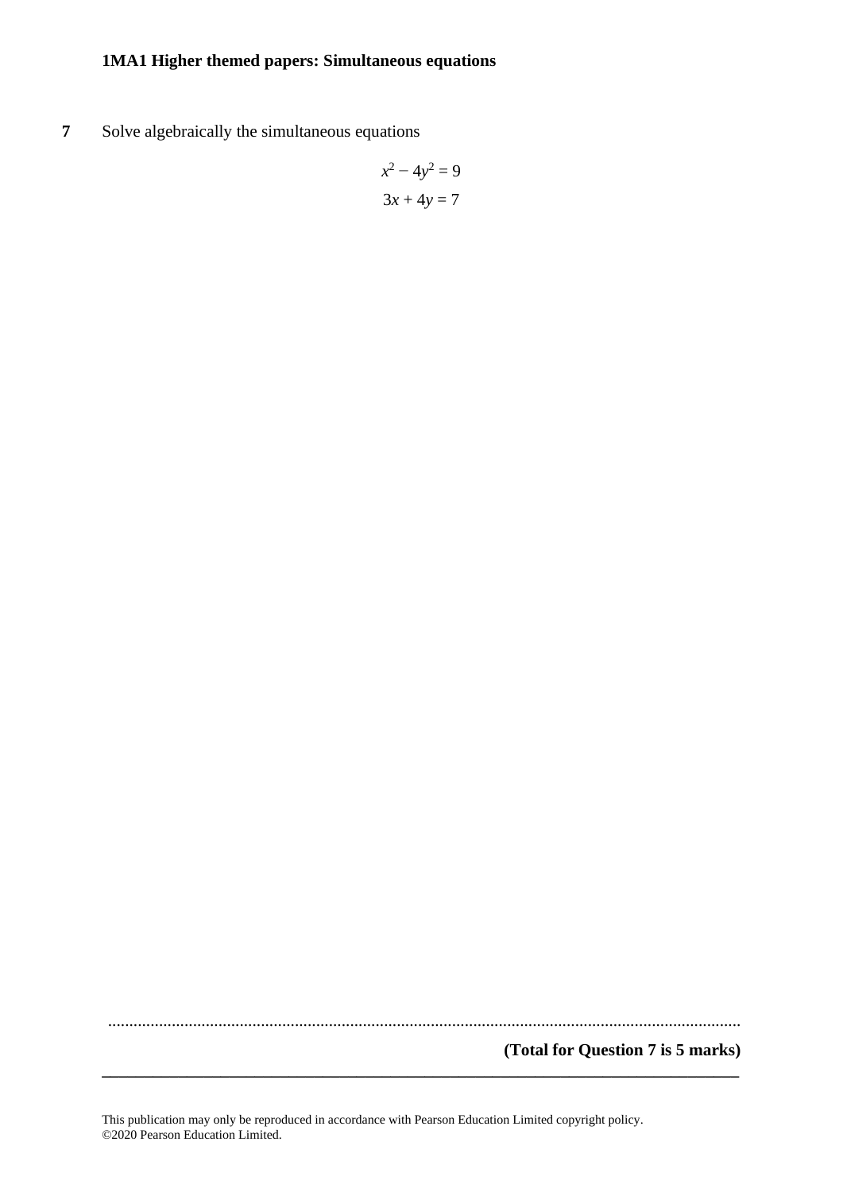**7** Solve algebraically the simultaneous equations

$$x^2 - 4y^2 = 9$$

$$3x + 4y = 7$$

.......................................................................................................................................

**(Total for Question 7 is 5 marks)**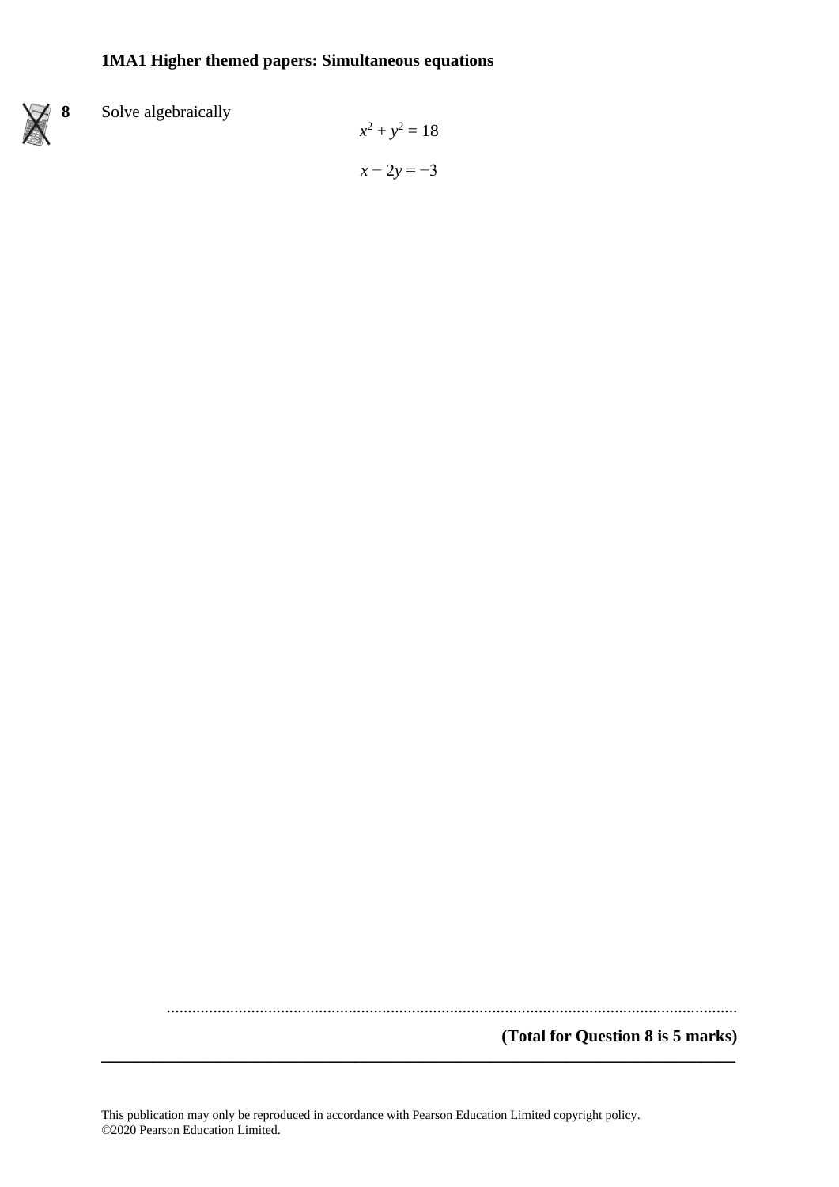**8** Solve algebraically

$$x^2 + y^2 = 18$$

$$x - 2y = -3$$

.......................................................................................................................................

**(Total for Question 8 is 5 marks)**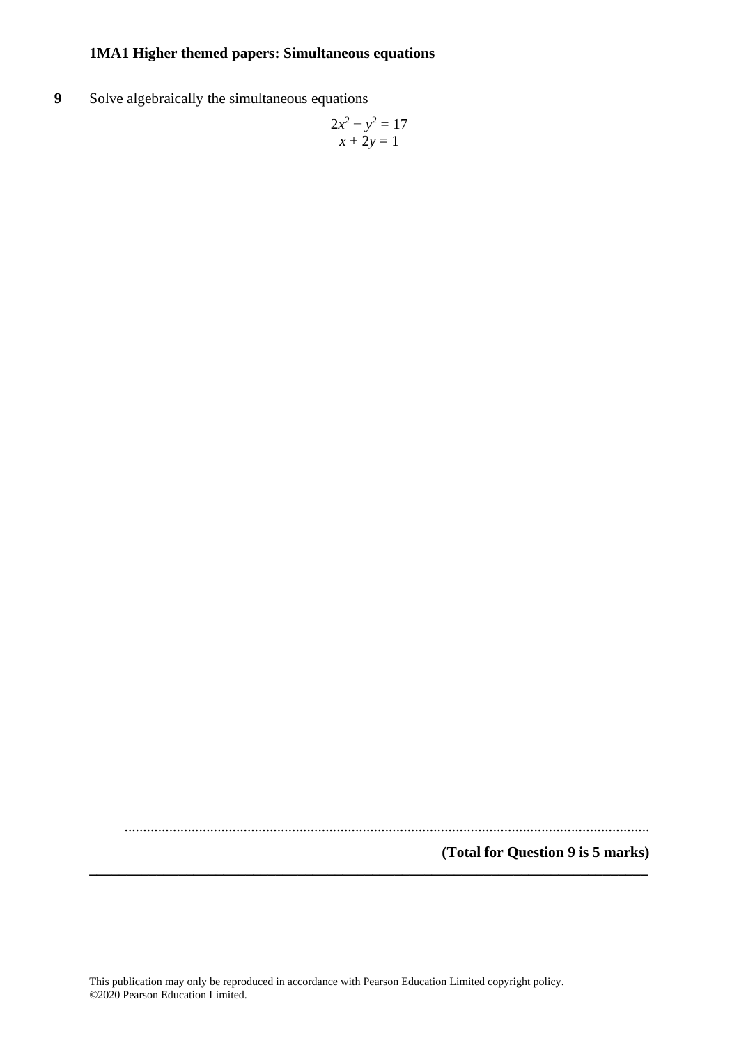**9** Solve algebraically the simultaneous equations

$$2x^2 - y^2 = 17$$
$$x + 2y = 1$$

..........................................................................................................................................

**(Total for Question 9 is 5 marks)**

---

This publication may only be reproduced in accordance with Pearson Education Limited copyright policy.
©2020 Pearson Education Limited.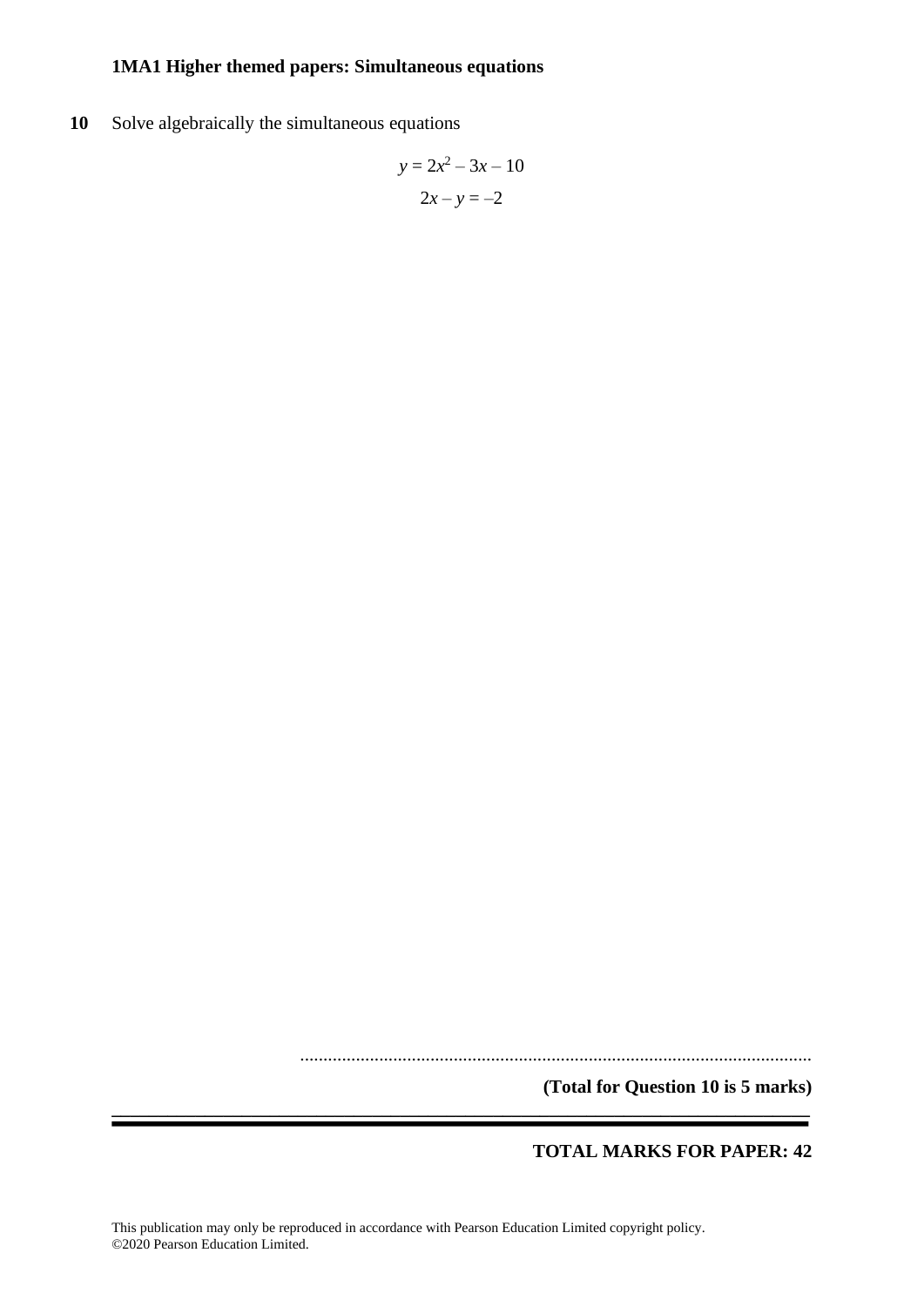**10** Solve algebraically the simultaneous equations

$$y = 2x^2 - 3x - 10$$

$$2x - y = -2$$

..............................................................................................................

**(Total for Question 10 is 5 marks)**

**TOTAL MARKS FOR PAPER: 42**

This publication may only be reproduced in accordance with Pearson Education Limited copyright policy.
©2020 Pearson Education Limited.